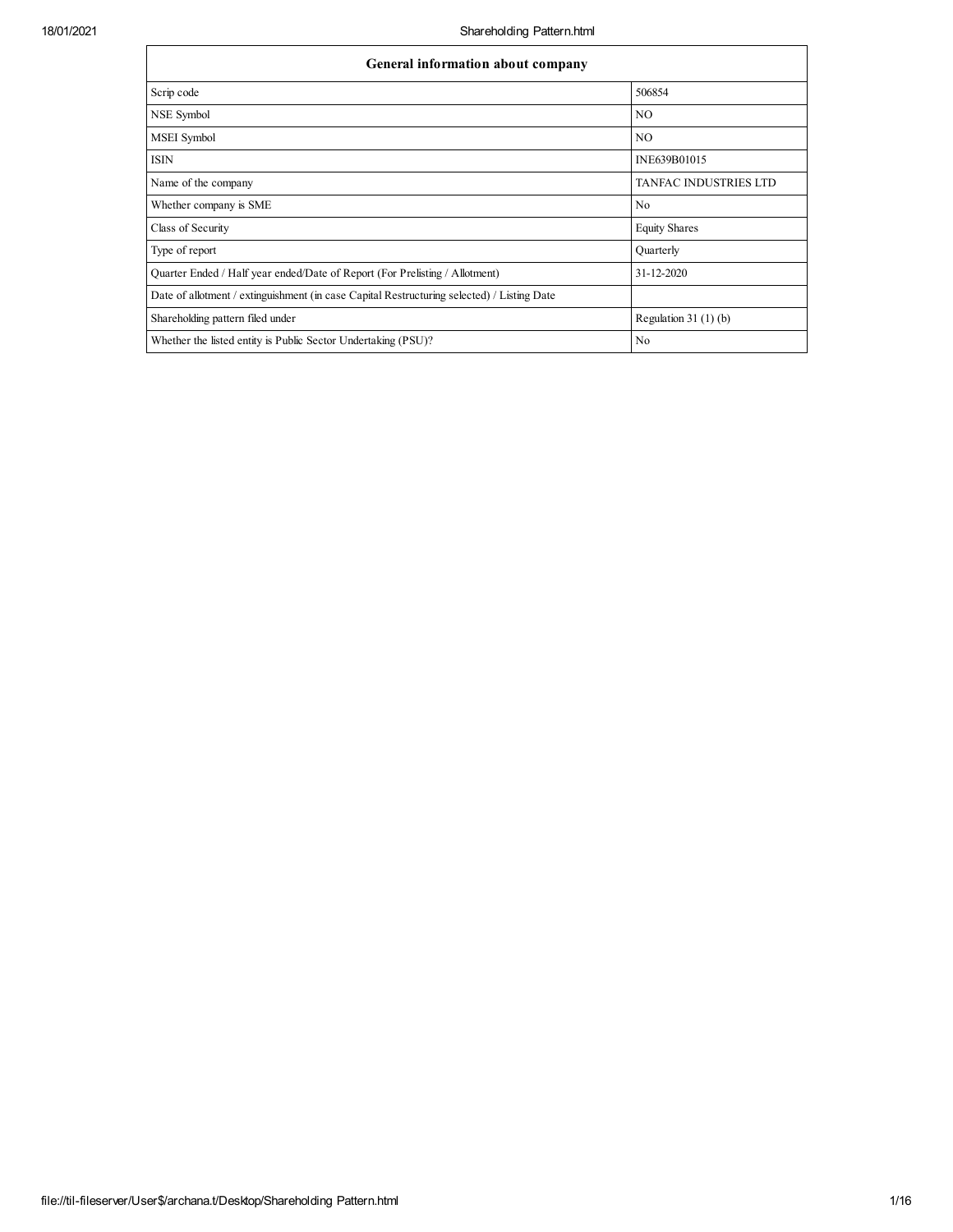| General information about company | |
|---|---|
| Scrip code | 506854 |
| NSE Symbol | NO |
| MSEI Symbol | NO |
| ISIN | INE639B01015 |
| Name of the company | TANFAC INDUSTRIES LTD |
| Whether company is SME | No |
| Class of Security | Equity Shares |
| Type of report | Quarterly |
| Quarter Ended / Half year ended/Date of Report (For Prelisting / Allotment) | 31-12-2020 |
| Date of allotment / extinguishment (in case Capital Restructuring selected) / Listing Date | |
| Shareholding pattern filed under | Regulation 31 (1) (b) |
| Whether the listed entity is Public Sector Undertaking (PSU)? | No |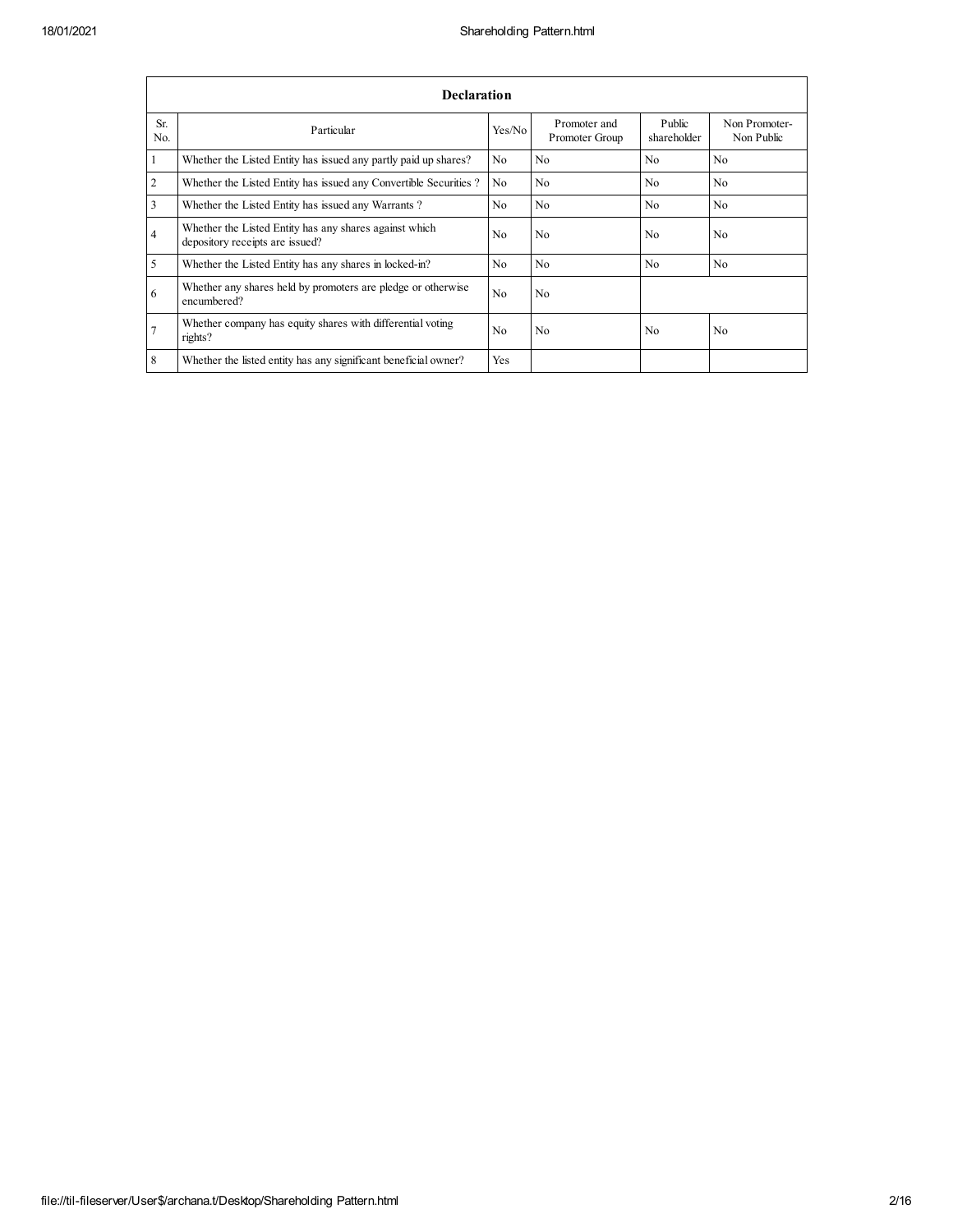| Declaration | | | | | |
|---|---|---|---|---|---|
| Sr. No. | Particular | Yes/No | Promoter and Promoter Group | Public shareholder | Non Promoter- Non Public |
| 1 | Whether the Listed Entity has issued any partly paid up shares? | No | No | No | No |
| 2 | Whether the Listed Entity has issued any Convertible Securities ? | No | No | No | No |
| 3 | Whether the Listed Entity has issued any Warrants ? | No | No | No | No |
| 4 | Whether the Listed Entity has any shares against which depository receipts are issued? | No | No | No | No |
| 5 | Whether the Listed Entity has any shares in locked-in? | No | No | No | No |
| 6 | Whether any shares held by promoters are pledge or otherwise encumbered? | No | No | | |
| 7 | Whether company has equity shares with differential voting rights? | No | No | No | No |
| 8 | Whether the listed entity has any significant beneficial owner? | Yes | | | |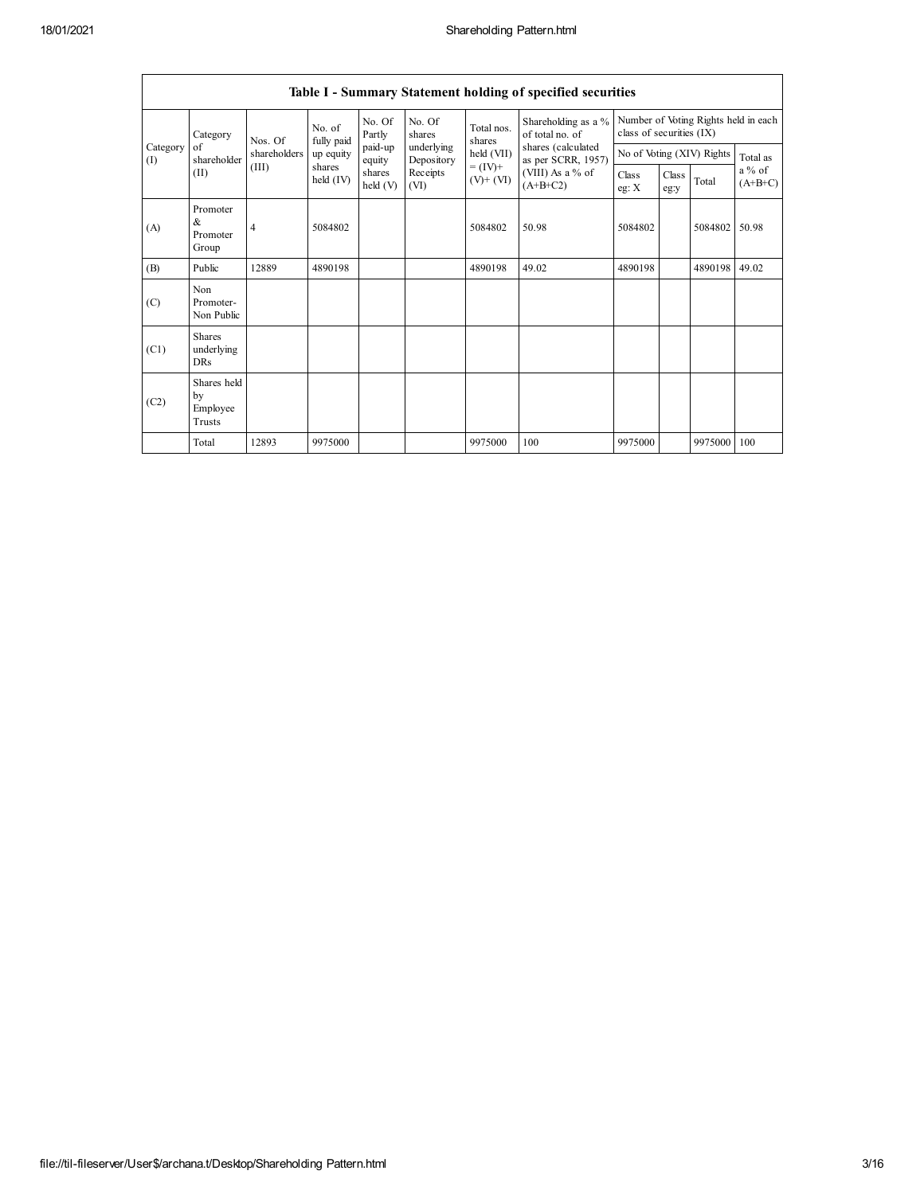| Table I - Summary Statement holding of specified securities | | | | | | | | | | | |
|---|---|---|---|---|---|---|---|---|---|---|---|
| Category (I) | Category of shareholder (II) | Nos. Of shareholders (III) | No. of fully paid up equity shares held (IV) | No. Of Partly paid-up equity shares held (V) | No. Of shares underlying Depository Receipts (VI) | Total nos. shares held (VII) = (IV)+ (V)+ (VI) | Shareholding as a % of total no. of shares (calculated as per SCRR, 1957) (VIII) As a % of (A+B+C2) | Number of Voting Rights held in each class of securities (IX) | | | |
| | | | | | | | | No of Voting (XIV) Rights | | | Total as a % of (A+B+C) |
| | | | | | | | | Class eg: X | Class eg:y | Total | |
| (A) | Promoter & Promoter Group | 4 | 5084802 | | | 5084802 | 50.98 | 5084802 | | 5084802 | 50.98 |
| (B) | Public | 12889 | 4890198 | | | 4890198 | 49.02 | 4890198 | | 4890198 | 49.02 |
| (C) | Non Promoter- Non Public | | | | | | | | | | |
| (C1) | Shares underlying DRs | | | | | | | | | | |
| (C2) | Shares held by Employee Trusts | | | | | | | | | | |
| | Total | 12893 | 9975000 | | | 9975000 | 100 | 9975000 | | 9975000 | 100 |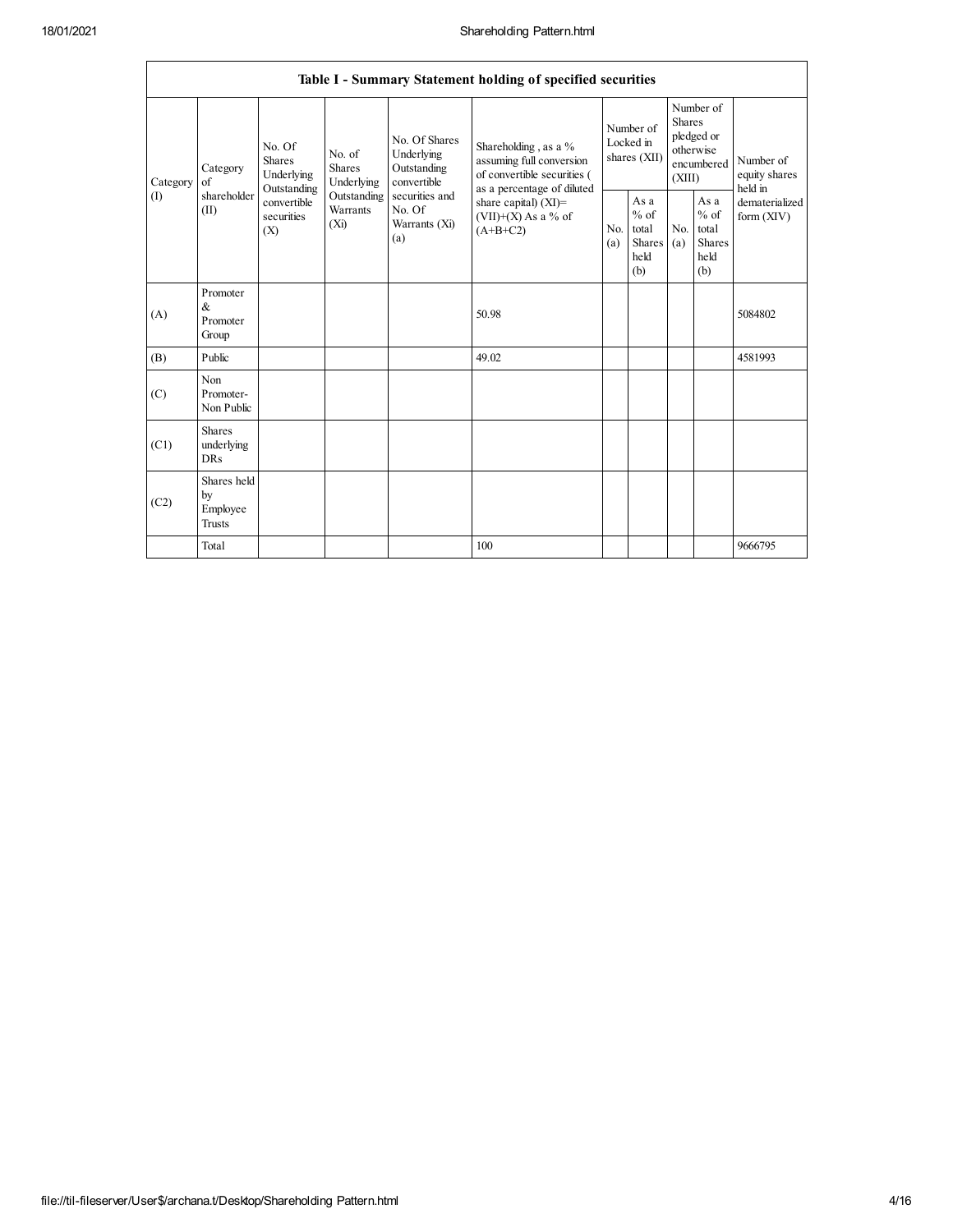| Table I - Summary Statement holding of specified securities | | | | | | | | | | | |
|---|---|---|---|---|---|---|---|---|---|---|---|
| Category (I) | Category of shareholder (II) | No. Of Shares Underlying Outstanding convertible securities (X) | No. of Shares Underlying Outstanding Warrants (Xi) | No. Of Shares Underlying Outstanding convertible securities and No. Of Warrants (Xi) (a) | Shareholding , as a % assuming full conversion of convertible securities ( as a percentage of diluted share capital) (XI)= (VII)+(X) As a % of (A+B+C2) | Number of Locked in shares (XII) | | Number of Shares pledged or otherwise encumbered (XIII) | | Number of equity shares held in dematerialized form (XIV) |
| | | | | | | No. (a) | As a % of total Shares held (b) | No. (a) | As a % of total Shares held (b) | |
| (A) | Promoter & Promoter Group | | | | 50.98 | | | | | 5084802 |
| (B) | Public | | | | 49.02 | | | | | 4581993 |
| (C) | Non Promoter- Non Public | | | | | | | | | |
| (C1) | Shares underlying DRs | | | | | | | | | |
| (C2) | Shares held by Employee Trusts | | | | | | | | | |
| | Total | | | | 100 | | | | | 9666795 |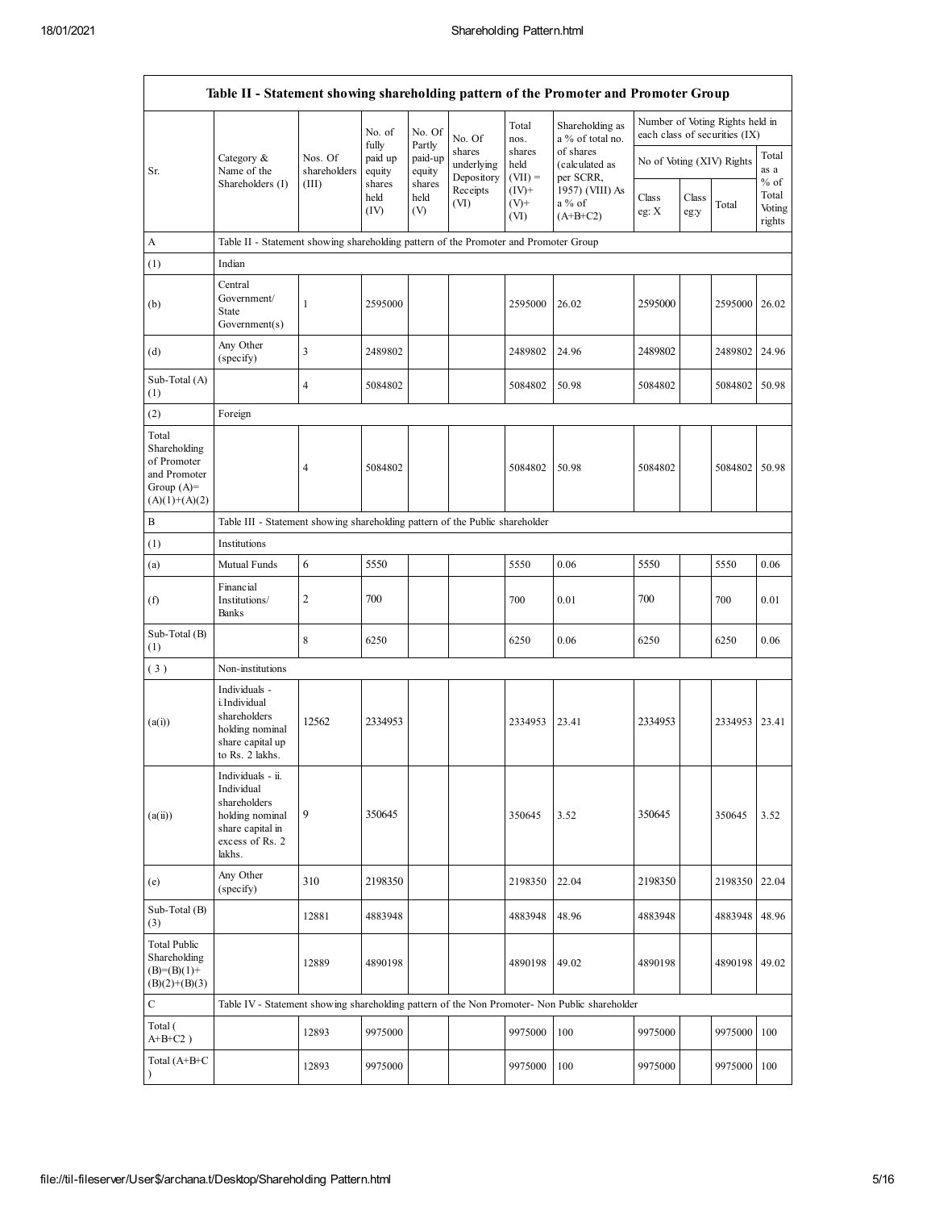| Table II - Statement showing shareholding pattern of the Promoter and Promoter Group | | | | | | | | | | | | |
|---|---|---|---|---|---|---|---|---|---|---|---|---|
| Sr. | Category & Name of the Shareholders (I) | Nos. Of shareholders (III) | No. of fully paid up equity shares held (IV) | No. Of Partly paid-up equity shares held (V) | No. Of shares underlying Depository Receipts (VI) | Total nos. shares held (VII) = (IV)+ (V)+ (VI) | Shareholding as a % of total no. of shares (calculated as per SCRR, 1957) (VIII) As a % of (A+B+C2) | Number of Voting Rights held in each class of securities (IX) | | | |
| | | | | | | | | No of Voting (XIV) Rights | | | Total as a % of Total Voting rights |
| | | | | | | | | Class eg: X | Class eg:y | Total | |
| A | Table II - Statement showing shareholding pattern of the Promoter and Promoter Group | | | | | | | | | | |
| (1) | Indian | | | | | | | | | | |
| (b) | Central Government/ State Government(s) | 1 | 2595000 | | | 2595000 | 26.02 | 2595000 | | 2595000 | 26.02 |
| (d) | Any Other (specify) | 3 | 2489802 | | | 2489802 | 24.96 | 2489802 | | 2489802 | 24.96 |
| Sub-Total (A) (1) | | 4 | 5084802 | | | 5084802 | 50.98 | 5084802 | | 5084802 | 50.98 |
| (2) | Foreign | | | | | | | | | | |
| Total Shareholding of Promoter and Promoter Group (A)= (A)(1)+(A)(2) | | 4 | 5084802 | | | 5084802 | 50.98 | 5084802 | | 5084802 | 50.98 |
| B | Table III - Statement showing shareholding pattern of the Public shareholder | | | | | | | | | | |
| (1) | Institutions | | | | | | | | | | |
| (a) | Mutual Funds | 6 | 5550 | | | 5550 | 0.06 | 5550 | | 5550 | 0.06 |
| (f) | Financial Institutions/ Banks | 2 | 700 | | | 700 | 0.01 | 700 | | 700 | 0.01 |
| Sub-Total (B) (1) | | 8 | 6250 | | | 6250 | 0.06 | 6250 | | 6250 | 0.06 |
| (3) | Non-institutions | | | | | | | | | | |
| (a(i)) | Individuals - i.Individual shareholders holding nominal share capital up to Rs. 2 lakhs. | 12562 | 2334953 | | | 2334953 | 23.41 | 2334953 | | 2334953 | 23.41 |
| (a(ii)) | Individuals - ii. Individual shareholders holding nominal share capital in excess of Rs. 2 lakhs. | 9 | 350645 | | | 350645 | 3.52 | 350645 | | 350645 | 3.52 |
| (e) | Any Other (specify) | 310 | 2198350 | | | 2198350 | 22.04 | 2198350 | | 2198350 | 22.04 |
| Sub-Total (B) (3) | | 12881 | 4883948 | | | 4883948 | 48.96 | 4883948 | | 4883948 | 48.96 |
| Total Public Shareholding (B)=(B)(1)+(B)(2)+(B)(3) | | 12889 | 4890198 | | | 4890198 | 49.02 | 4890198 | | 4890198 | 49.02 |
| C | Table IV - Statement showing shareholding pattern of the Non Promoter- Non Public shareholder | | | | | | | | | | |
| Total ( A+B+C2 ) | | 12893 | 9975000 | | | 9975000 | 100 | 9975000 | | 9975000 | 100 |
| Total (A+B+C ) | | 12893 | 9975000 | | | 9975000 | 100 | 9975000 | | 9975000 | 100 |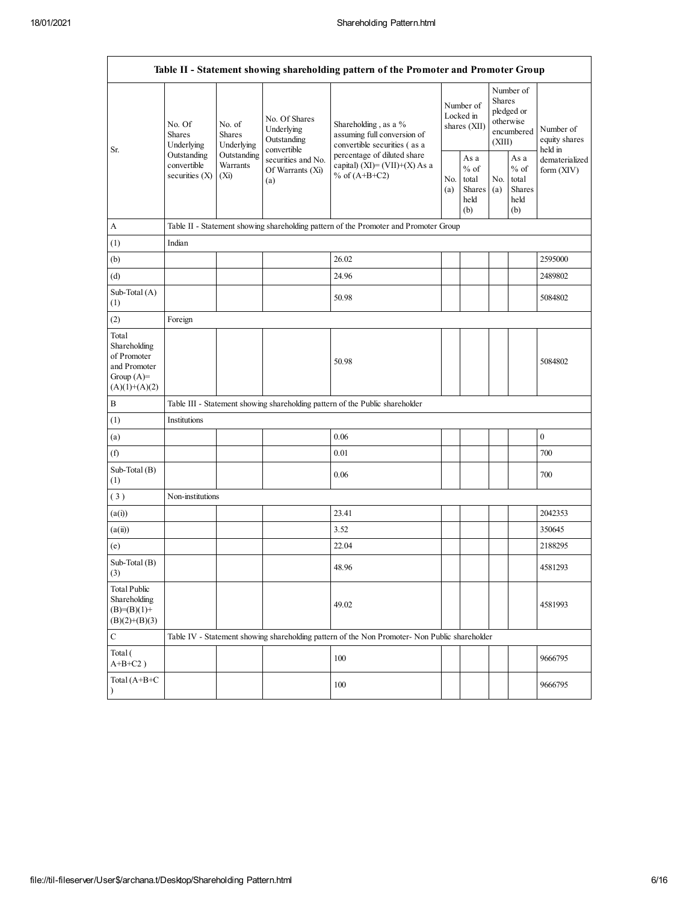| Table II - Statement showing shareholding pattern of the Promoter and Promoter Group | | | | | | | | | |
|---|---|---|---|---|---|---|---|---|---|
| Sr. | No. Of Shares Underlying Outstanding convertible securities (X) | No. of Shares Underlying Outstanding Warrants (Xi) | No. Of Shares Underlying Outstanding convertible securities and No. Of Warrants (Xi) (a) | Shareholding , as a % assuming full conversion of convertible securities ( as a percentage of diluted share capital) (XI)= (VII)+(X) As a % of (A+B+C2) | Number of Locked in shares (XII) | | Number of Shares pledged or otherwise encumbered (XIII) | | Number of equity shares held in dematerialized form (XIV) |
| | | | | | No. (a) | As a % of total Shares held (b) | No. (a) | As a % of total Shares held (b) | |
| A | Table II - Statement showing shareholding pattern of the Promoter and Promoter Group | | | | | | | | |
| (1) | Indian | | | | | | | | |
| (b) | | | | 26.02 | | | | | 2595000 |
| (d) | | | | 24.96 | | | | | 2489802 |
| Sub-Total (A) (1) | | | | 50.98 | | | | | 5084802 |
| (2) | Foreign | | | | | | | | |
| Total Shareholding of Promoter and Promoter Group (A)= (A)(1)+(A)(2) | | | | 50.98 | | | | | 5084802 |
| B | Table III - Statement showing shareholding pattern of the Public shareholder | | | | | | | | |
| (1) | Institutions | | | | | | | | |
| (a) | | | | 0.06 | | | | | 0 |
| (f) | | | | 0.01 | | | | | 700 |
| Sub-Total (B) (1) | | | | 0.06 | | | | | 700 |
| ( 3 ) | Non-institutions | | | | | | | | |
| (a(i)) | | | | 23.41 | | | | | 2042353 |
| (a(ii)) | | | | 3.52 | | | | | 350645 |
| (e) | | | | 22.04 | | | | | 2188295 |
| Sub-Total (B) (3) | | | | 48.96 | | | | | 4581293 |
| Total Public Shareholding (B)=(B)(1)+(B)(2)+(B)(3) | | | | 49.02 | | | | | 4581993 |
| C | Table IV - Statement showing shareholding pattern of the Non Promoter- Non Public shareholder | | | | | | | | |
| Total ( A+B+C2 ) | | | | 100 | | | | | 9666795 |
| Total (A+B+C ) | | | | 100 | | | | | 9666795 |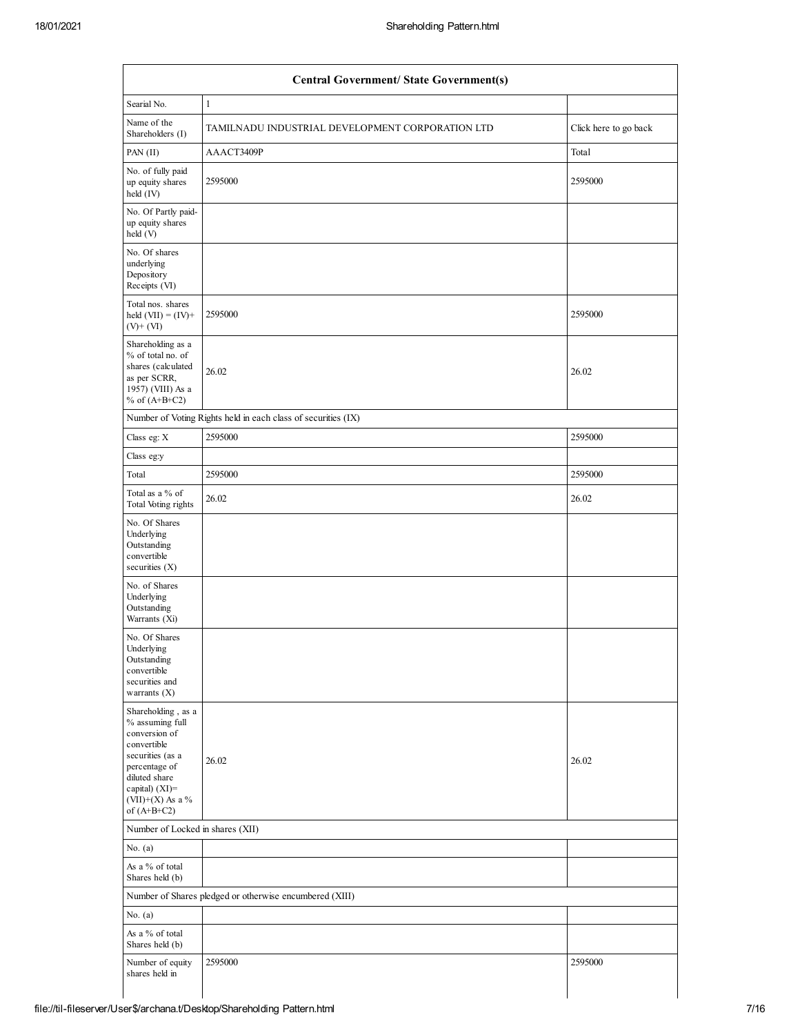| Central Government/ State Government(s) | | |
|---|---|---|
| Searial No. | 1 | |
| Name of the Shareholders (I) | TAMILNADU INDUSTRIAL DEVELOPMENT CORPORATION LTD | Click here to go back |
| PAN (II) | AAACT3409P | Total |
| No. of fully paid up equity shares held (IV) | 2595000 | 2595000 |
| No. Of Partly paid-up equity shares held (V) | | |
| No. Of shares underlying Depository Receipts (VI) | | |
| Total nos. shares held (VII) = (IV)+ (V)+ (VI) | 2595000 | 2595000 |
| Shareholding as a % of total no. of shares (calculated as per SCRR, 1957) (VIII) As a % of (A+B+C2) | 26.02 | 26.02 |
| Number of Voting Rights held in each class of securities (IX) | | |
| Class eg: X | 2595000 | 2595000 |
| Class eg:y | | |
| Total | 2595000 | 2595000 |
| Total as a % of Total Voting rights | 26.02 | 26.02 |
| No. Of Shares Underlying Outstanding convertible securities (X) | | |
| No. of Shares Underlying Outstanding Warrants (Xi) | | |
| No. Of Shares Underlying Outstanding convertible securities and warrants (X) | | |
| Shareholding , as a % assuming full conversion of convertible securities (as a percentage of diluted share capital) (XI)= (VII)+(X) As a % of (A+B+C2) | 26.02 | 26.02 |
| Number of Locked in shares (XII) | | |
| No. (a) | | |
| As a % of total Shares held (b) | | |
| Number of Shares pledged or otherwise encumbered (XIII) | | |
| No. (a) | | |
| As a % of total Shares held (b) | | |
| Number of equity shares held in | 2595000 | 2595000 |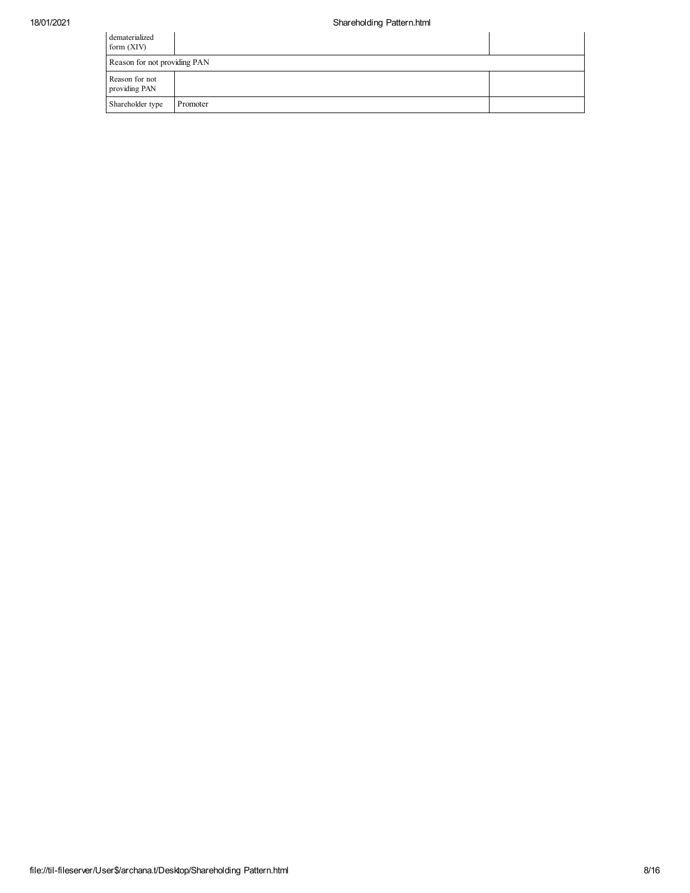| | | |
|---|---|---|
| dematerialized form (XIV) | | |
| Reason for not providing PAN | | |
| Reason for not providing PAN | | |
| Shareholder type | Promoter | |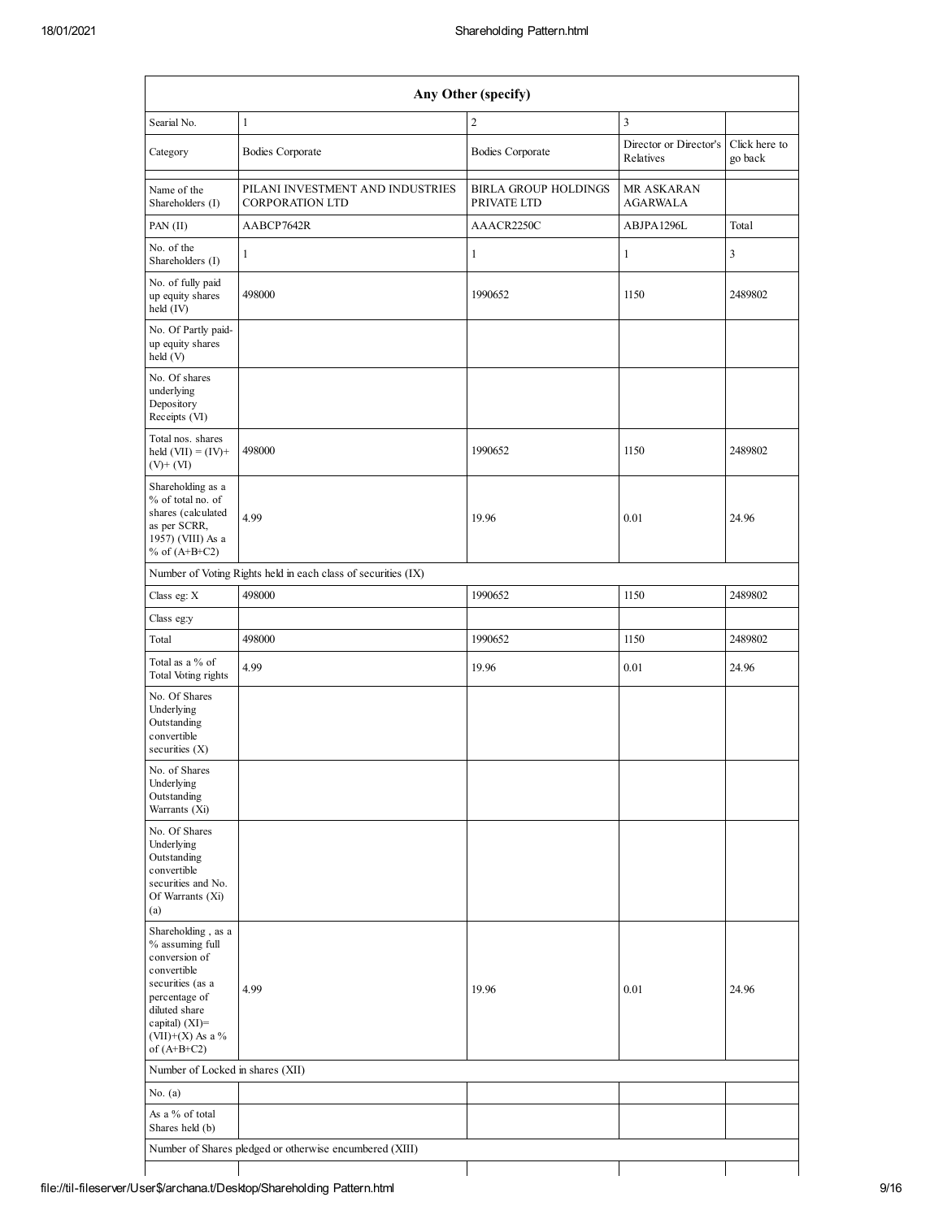| Any Other (specify) | | | | |
|---|---|---|---|---|
| Searial No. | 1 | 2 | 3 | |
| Category | Bodies Corporate | Bodies Corporate | Director or Director's Relatives | Click here to go back |
| Name of the Shareholders (I) | PILANI INVESTMENT AND INDUSTRIES CORPORATION LTD | BIRLA GROUP HOLDINGS PRIVATE LTD | MR ASKARAN AGARWALA | |
| PAN (II) | AABCP7642R | AAACR2250C | ABJPA1296L | Total |
| No. of the Shareholders (I) | 1 | 1 | 1 | 3 |
| No. of fully paid up equity shares held (IV) | 498000 | 1990652 | 1150 | 2489802 |
| No. Of Partly paid-up equity shares held (V) | | | | |
| No. Of shares underlying Depository Receipts (VI) | | | | |
| Total nos. shares held (VII) = (IV)+ (V)+ (VI) | 498000 | 1990652 | 1150 | 2489802 |
| Shareholding as a % of total no. of shares (calculated as per SCRR, 1957) (VIII) As a % of (A+B+C2) | 4.99 | 19.96 | 0.01 | 24.96 |
| Number of Voting Rights held in each class of securities (IX) | | | | |
| Class eg: X | 498000 | 1990652 | 1150 | 2489802 |
| Class eg:y | | | | |
| Total | 498000 | 1990652 | 1150 | 2489802 |
| Total as a % of Total Voting rights | 4.99 | 19.96 | 0.01 | 24.96 |
| No. Of Shares Underlying Outstanding convertible securities (X) | | | | |
| No. of Shares Underlying Outstanding Warrants (Xi) | | | | |
| No. Of Shares Underlying Outstanding convertible securities and No. Of Warrants (Xi) (a) | | | | |
| Shareholding , as a % assuming full conversion of convertible securities (as a percentage of diluted share capital) (XI)= (VII)+(X) As a % of (A+B+C2) | 4.99 | 19.96 | 0.01 | 24.96 |
| Number of Locked in shares (XII) | | | | |
| No. (a) | | | | |
| As a % of total Shares held (b) | | | | |
| Number of Shares pledged or otherwise encumbered (XIII) | | | | |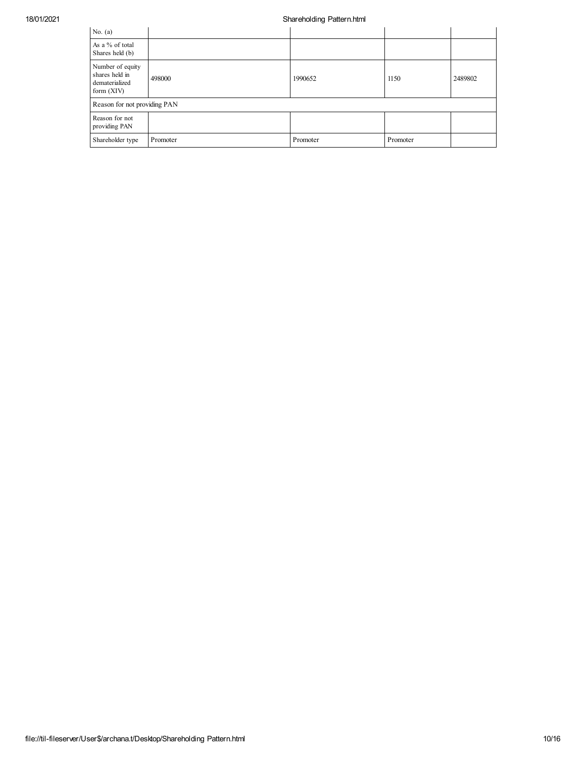| | | | | |
|---|---|---|---|---|
| No. (a) | | | | |
| As a % of total Shares held (b) | | | | |
| Number of equity shares held in dematerialized form (XIV) | 498000 | 1990652 | 1150 | 2489802 |
| Reason for not providing PAN | | | | |
| Reason for not providing PAN | | | | |
| Shareholder type | Promoter | Promoter | Promoter | |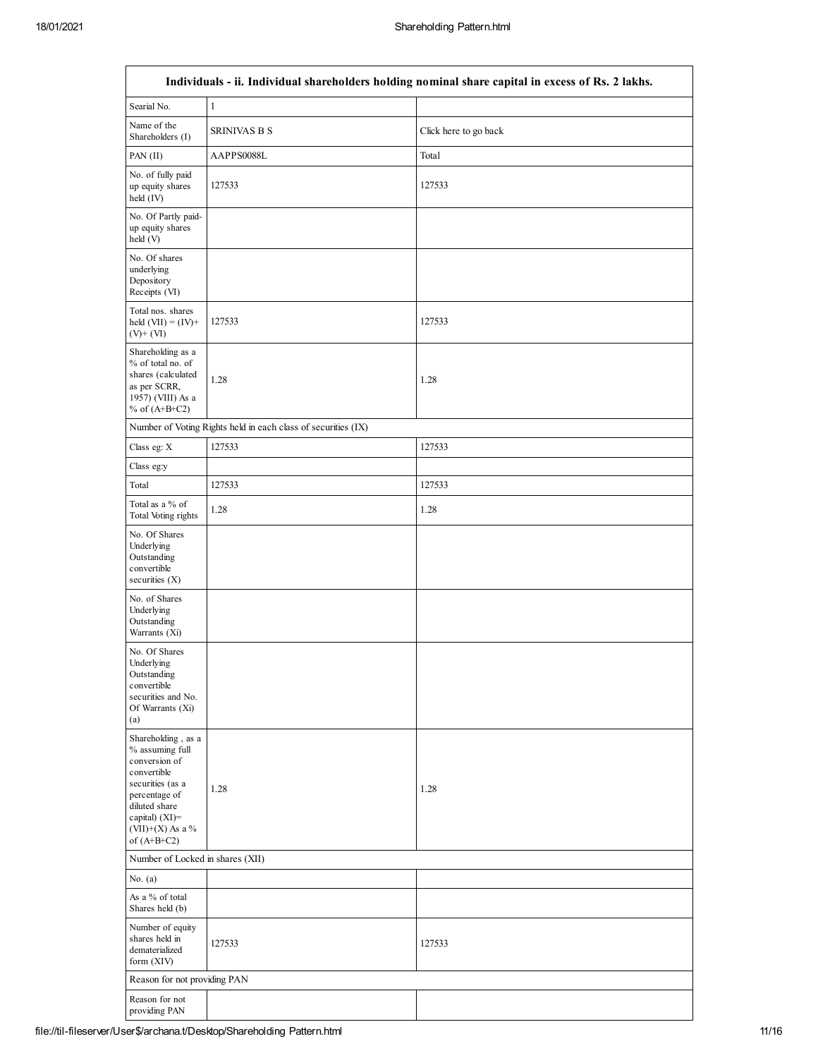| Individuals - ii. Individual shareholders holding nominal share capital in excess of Rs. 2 lakhs. | | |
|---|---|---|
| Searial No. | 1 | |
| Name of the Shareholders (I) | SRINIVAS B S | Click here to go back |
| PAN (II) | AAPPS0088L | Total |
| No. of fully paid up equity shares held (IV) | 127533 | 127533 |
| No. Of Partly paid-up equity shares held (V) | | |
| No. Of shares underlying Depository Receipts (VI) | | |
| Total nos. shares held (VII) = (IV)+ (V)+ (VI) | 127533 | 127533 |
| Shareholding as a % of total no. of shares (calculated as per SCRR, 1957) (VIII) As a % of (A+B+C2) | 1.28 | 1.28 |
| Number of Voting Rights held in each class of securities (IX) | | |
| Class eg: X | 127533 | 127533 |
| Class eg:y | | |
| Total | 127533 | 127533 |
| Total as a % of Total Voting rights | 1.28 | 1.28 |
| No. Of Shares Underlying Outstanding convertible securities (X) | | |
| No. of Shares Underlying Outstanding Warrants (Xi) | | |
| No. Of Shares Underlying Outstanding convertible securities and No. Of Warrants (Xi) (a) | | |
| Shareholding , as a % assuming full conversion of convertible securities (as a percentage of diluted share capital) (XI)= (VII)+(X) As a % of (A+B+C2) | 1.28 | 1.28 |
| Number of Locked in shares (XII) | | |
| No. (a) | | |
| As a % of total Shares held (b) | | |
| Number of equity shares held in dematerialized form (XIV) | 127533 | 127533 |
| Reason for not providing PAN | | |
| Reason for not providing PAN | | |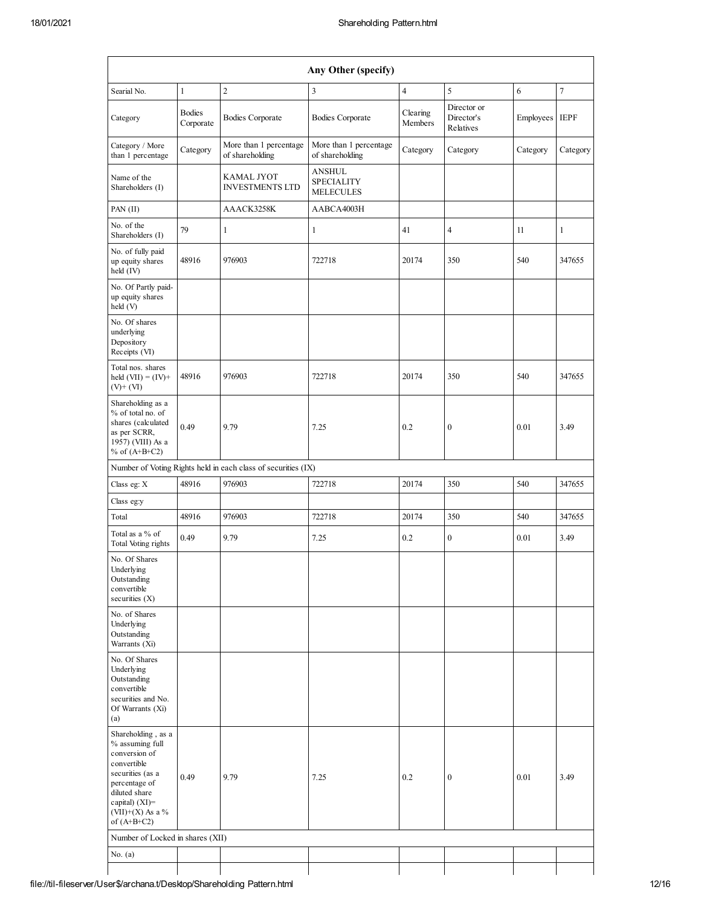| Any Other (specify) | | | | | | | |
|---|---|---|---|---|---|---|---|
| Searial No. | 1 | 2 | 3 | 4 | 5 | 6 | 7 |
| Category | Bodies Corporate | Bodies Corporate | Bodies Corporate | Clearing Members | Director or Director's Relatives | Employees | IEPF |
| Category / More than 1 percentage | Category | More than 1 percentage of shareholding | More than 1 percentage of shareholding | Category | Category | Category | Category |
| Name of the Shareholders (I) | | KAMAL JYOT INVESTMENTS LTD | ANSHUL SPECIALITY MELECULES | | | | |
| PAN (II) | | AAACK3258K | AABCA4003H | | | | |
| No. of the Shareholders (I) | 79 | 1 | 1 | 41 | 4 | 11 | 1 |
| No. of fully paid up equity shares held (IV) | 48916 | 976903 | 722718 | 20174 | 350 | 540 | 347655 |
| No. Of Partly paid-up equity shares held (V) | | | | | | | |
| No. Of shares underlying Depository Receipts (VI) | | | | | | | |
| Total nos. shares held (VII) = (IV)+ (V)+ (VI) | 48916 | 976903 | 722718 | 20174 | 350 | 540 | 347655 |
| Shareholding as a % of total no. of shares (calculated as per SCRR, 1957) (VIII) As a % of (A+B+C2) | 0.49 | 9.79 | 7.25 | 0.2 | 0 | 0.01 | 3.49 |
| Number of Voting Rights held in each class of securities (IX) | | | | | | | |
| Class eg: X | 48916 | 976903 | 722718 | 20174 | 350 | 540 | 347655 |
| Class eg:y | | | | | | | |
| Total | 48916 | 976903 | 722718 | 20174 | 350 | 540 | 347655 |
| Total as a % of Total Voting rights | 0.49 | 9.79 | 7.25 | 0.2 | 0 | 0.01 | 3.49 |
| No. Of Shares Underlying Outstanding convertible securities (X) | | | | | | | |
| No. of Shares Underlying Outstanding Warrants (Xi) | | | | | | | |
| No. Of Shares Underlying Outstanding convertible securities and No. Of Warrants (Xi) (a) | | | | | | | |
| Shareholding , as a % assuming full conversion of convertible securities (as a percentage of diluted share capital) (XI)= (VII)+(X) As a % of (A+B+C2) | 0.49 | 9.79 | 7.25 | 0.2 | 0 | 0.01 | 3.49 |
| Number of Locked in shares (XII) | | | | | | | |
| No. (a) | | | | | | | |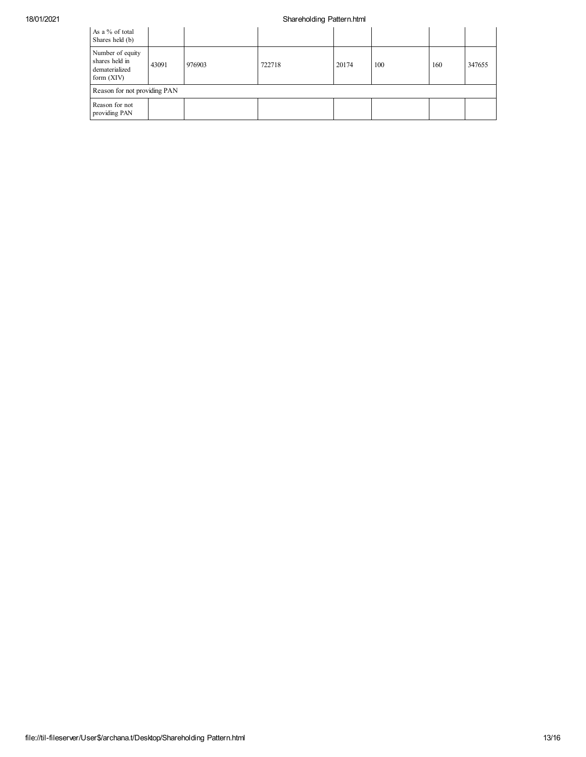| | | | | | | | |
|---|---|---|---|---|---|---|---|
| As a % of total Shares held (b) | | | | | | | |
| Number of equity shares held in dematerialized form (XIV) | 43091 | 976903 | 722718 | 20174 | 100 | 160 | 347655 |
| Reason for not providing PAN | | | | | | | |
| Reason for not providing PAN | | | | | | | |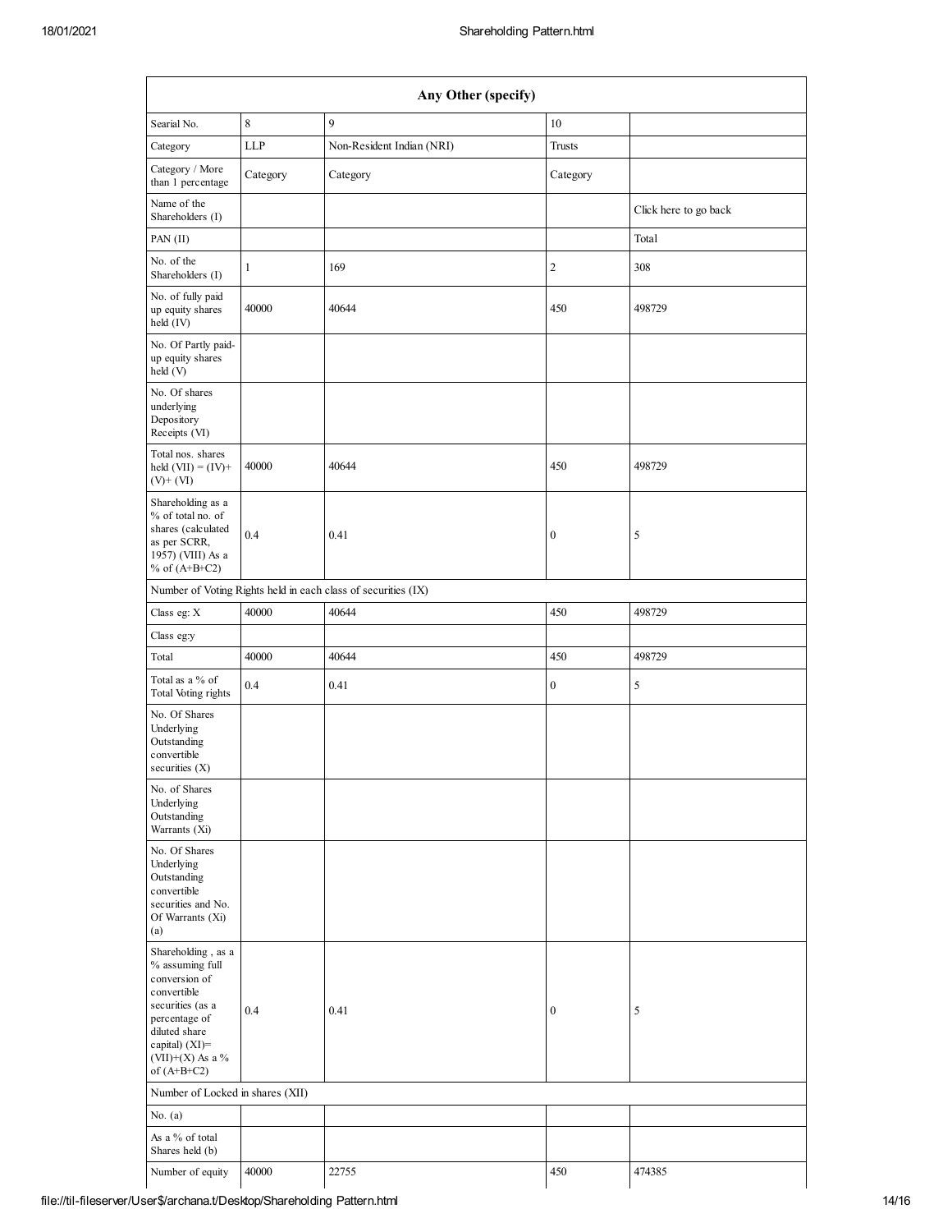| Any Other (specify) | | | | |
|---|---|---|---|---|
| Searial No. | 8 | 9 | 10 | |
| Category | LLP | Non-Resident Indian (NRI) | Trusts | |
| Category / More than 1 percentage | Category | Category | Category | |
| Name of the Shareholders (I) | | | | Click here to go back |
| PAN (II) | | | | Total |
| No. of the Shareholders (I) | 1 | 169 | 2 | 308 |
| No. of fully paid up equity shares held (IV) | 40000 | 40644 | 450 | 498729 |
| No. Of Partly paid-up equity shares held (V) | | | | |
| No. Of shares underlying Depository Receipts (VI) | | | | |
| Total nos. shares held (VII) = (IV)+(V)+ (VI) | 40000 | 40644 | 450 | 498729 |
| Shareholding as a % of total no. of shares (calculated as per SCRR, 1957) (VIII) As a % of (A+B+C2) | 0.4 | 0.41 | 0 | 5 |
| Number of Voting Rights held in each class of securities (IX) | | | | |
| Class eg: X | 40000 | 40644 | 450 | 498729 |
| Class eg:y | | | | |
| Total | 40000 | 40644 | 450 | 498729 |
| Total as a % of Total Voting rights | 0.4 | 0.41 | 0 | 5 |
| No. Of Shares Underlying Outstanding convertible securities (X) | | | | |
| No. of Shares Underlying Outstanding Warrants (Xi) | | | | |
| No. Of Shares Underlying Outstanding convertible securities and No. Of Warrants (Xi) (a) | | | | |
| Shareholding , as a % assuming full conversion of convertible securities (as a percentage of diluted share capital) (XI)= (VII)+(X) As a % of (A+B+C2) | 0.4 | 0.41 | 0 | 5 |
| Number of Locked in shares (XII) | | | | |
| No. (a) | | | | |
| As a % of total Shares held (b) | | | | |
| Number of equity | 40000 | 22755 | 450 | 474385 |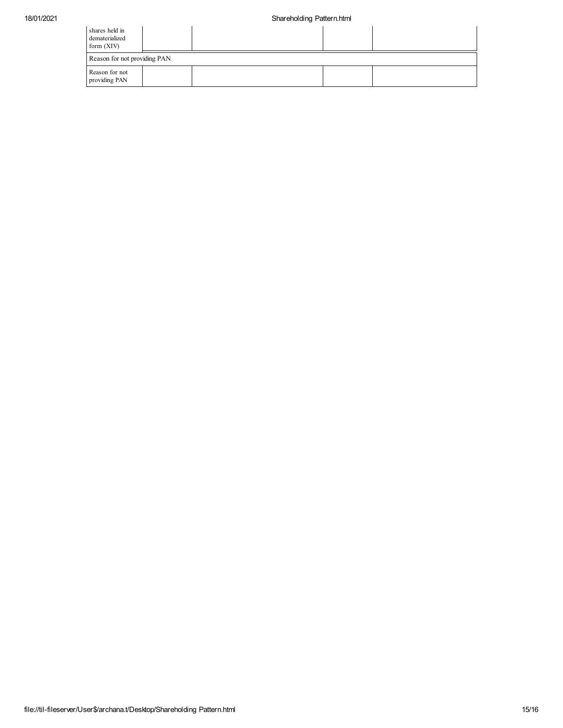| | | | | |
|---|---|---|---|---|
| shares held in dematerialized form (XIV) | | | | |
| Reason for not providing PAN | | | | |
| Reason for not providing PAN | | | | |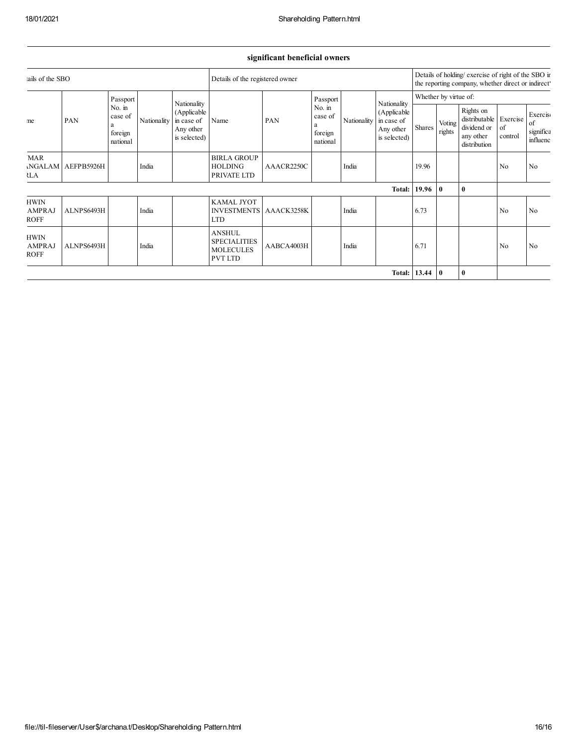## significant beneficial owners

| tails of the SBO | | | | | Details of the registered owner | | | | | Details of holding/ exercise of right of the SBO ir the reporting company, whether direct or indirect' | | | | |
|---|---|---|---|---|---|---|---|---|---|---|---|---|---|---|
| | | | | | | | | | | Whether by virtue of: | | | | |
| me | PAN | Passport No. in case of a foreign national | Nationality | Nationality (Applicable in case of Any other is selected) | Name | PAN | Passport No. in case of a foreign national | Nationality | Nationality (Applicable in case of Any other is selected) | Shares | Voting rights | Rights on distributable dividend or any other distribution | Exercise of control | Exercis of significa influenc |
| MAR NGALAM LA | AEFPB5926H | | India | | BIRLA GROUP HOLDING PRIVATE LTD | AAACR2250C | | India | | 19.96 | | | No | No |
| | | | | | | | | | **Total:** | **19.96** | **0** | **0** | | |
| HWIN AMPRAJ ROFF | ALNPS6493H | | India | | KAMAL JYOT INVESTMENTS LTD | AAACK3258K | | India | | 6.73 | | | No | No |
| HWIN AMPRAJ ROFF | ALNPS6493H | | India | | ANSHUL SPECIALITIES MOLECULES PVT LTD | AABCA4003H | | India | | 6.71 | | | No | No |
| | | | | | | | | | **Total:** | **13.44** | **0** | **0** | | |